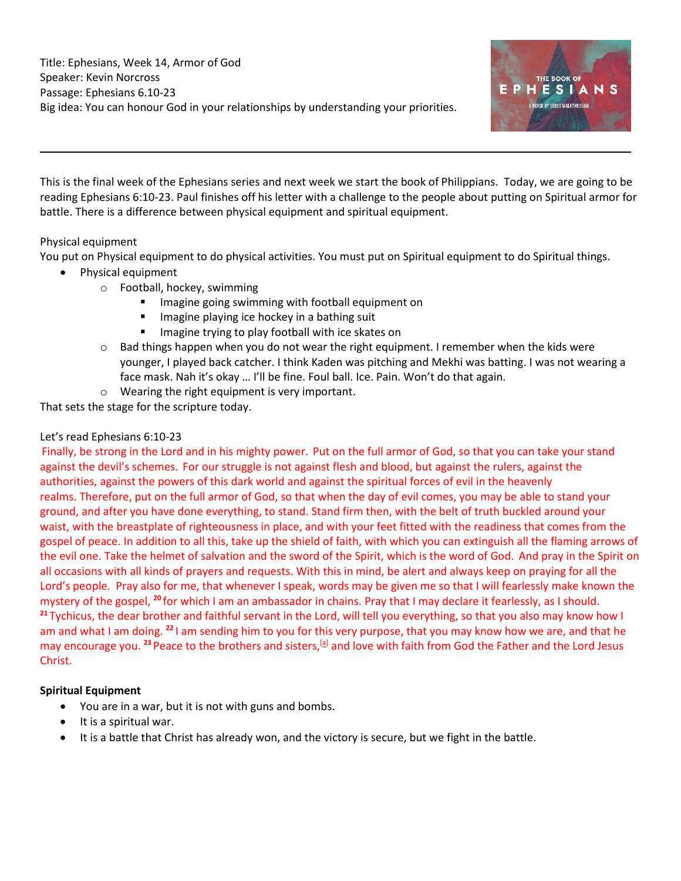Title: Ephesians, Week 14, Armor of God
Speaker: Kevin Norcross
Passage: Ephesians 6.10-23
Big idea: You can honour God in your relationships by understanding your priorities.

---

This is the final week of the Ephesians series and next week we start the book of Philippians. Today, we are going to be reading Ephesians 6:10-23. Paul finishes off his letter with a challenge to the people about putting on Spiritual armor for battle. There is a difference between physical equipment and spiritual equipment.

Physical equipment

You put on Physical equipment to do physical activities. You must put on Spiritual equipment to do Spiritual things.

- Physical equipment
  - Football, hockey, swimming
    - Imagine going swimming with football equipment on
    - Imagine playing ice hockey in a bathing suit
    - Imagine trying to play football with ice skates on
  - Bad things happen when you do not wear the right equipment. I remember when the kids were younger, I played back catcher. I think Kaden was pitching and Mekhi was batting. I was not wearing a face mask. Nah it's okay … I'll be fine. Foul ball. Ice. Pain. Won't do that again.
  - Wearing the right equipment is very important.

That sets the stage for the scripture today.

Let's read Ephesians 6:10-23

Finally, be strong in the Lord and in his mighty power. Put on the full armor of God, so that you can take your stand against the devil's schemes. For our struggle is not against flesh and blood, but against the rulers, against the authorities, against the powers of this dark world and against the spiritual forces of evil in the heavenly realms. Therefore, put on the full armor of God, so that when the day of evil comes, you may be able to stand your ground, and after you have done everything, to stand. Stand firm then, with the belt of truth buckled around your waist, with the breastplate of righteousness in place, and with your feet fitted with the readiness that comes from the gospel of peace. In addition to all this, take up the shield of faith, with which you can extinguish all the flaming arrows of the evil one. Take the helmet of salvation and the sword of the Spirit, which is the word of God. And pray in the Spirit on all occasions with all kinds of prayers and requests. With this in mind, be alert and always keep on praying for all the Lord's people. Pray also for me, that whenever I speak, words may be given me so that I will fearlessly make known the mystery of the gospel, [20] for which I am an ambassador in chains. Pray that I may declare it fearlessly, as I should. [21] Tychicus, the dear brother and faithful servant in the Lord, will tell you everything, so that you also may know how I am and what I am doing. [22] I am sending him to you for this very purpose, that you may know how we are, and that he may encourage you. [23] Peace to the brothers and sisters,[a] and love with faith from God the Father and the Lord Jesus Christ.

**Spiritual Equipment**

- You are in a war, but it is not with guns and bombs.
- It is a spiritual war.
- It is a battle that Christ has already won, and the victory is secure, but we fight in the battle.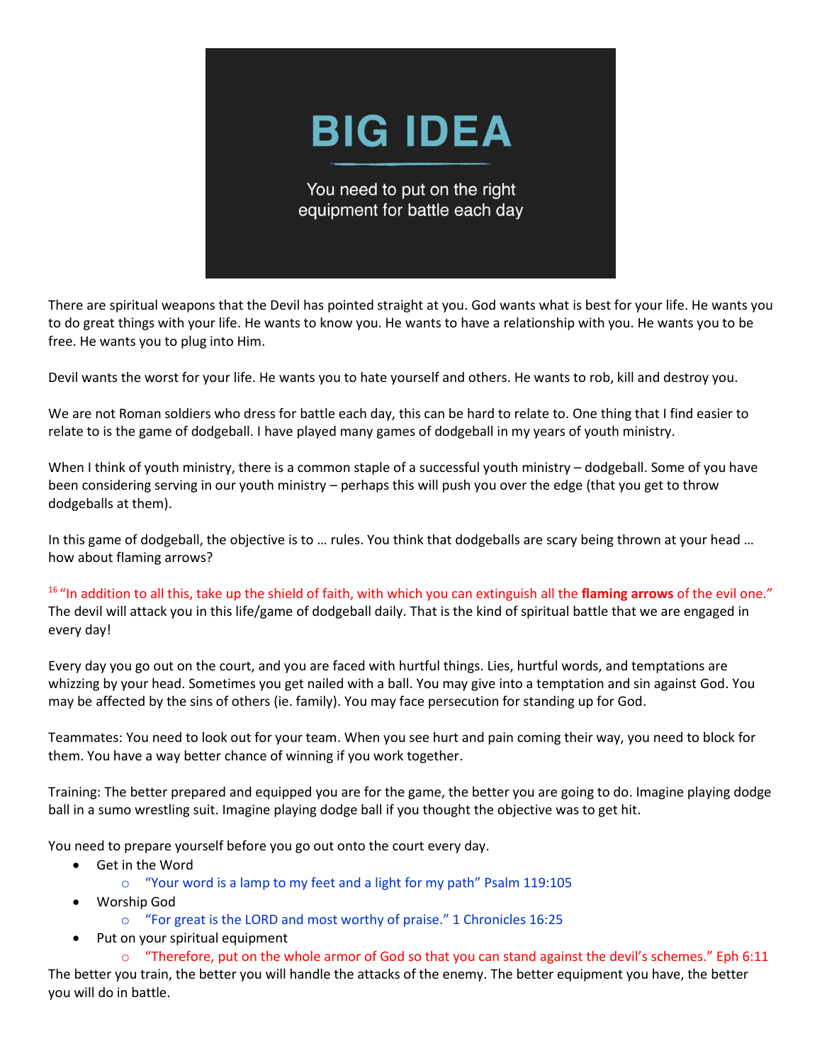# BIG IDEA

You need to put on the right equipment for battle each day

There are spiritual weapons that the Devil has pointed straight at you. God wants what is best for your life. He wants you to do great things with your life. He wants to know you. He wants to have a relationship with you. He wants you to be free. He wants you to plug into Him.

Devil wants the worst for your life. He wants you to hate yourself and others. He wants to rob, kill and destroy you.

We are not Roman soldiers who dress for battle each day, this can be hard to relate to. One thing that I find easier to relate to is the game of dodgeball. I have played many games of dodgeball in my years of youth ministry.

When I think of youth ministry, there is a common staple of a successful youth ministry – dodgeball. Some of you have been considering serving in our youth ministry – perhaps this will push you over the edge (that you get to throw dodgeballs at them).

In this game of dodgeball, the objective is to … rules. You think that dodgeballs are scary being thrown at your head … how about flaming arrows?

[16] "In addition to all this, take up the shield of faith, with which you can extinguish all the **flaming arrows** of the evil one." The devil will attack you in this life/game of dodgeball daily. That is the kind of spiritual battle that we are engaged in every day!

Every day you go out on the court, and you are faced with hurtful things. Lies, hurtful words, and temptations are whizzing by your head. Sometimes you get nailed with a ball. You may give into a temptation and sin against God. You may be affected by the sins of others (ie. family). You may face persecution for standing up for God.

Teammates: You need to look out for your team. When you see hurt and pain coming their way, you need to block for them. You have a way better chance of winning if you work together.

Training: The better prepared and equipped you are for the game, the better you are going to do. Imagine playing dodge ball in a sumo wrestling suit. Imagine playing dodge ball if you thought the objective was to get hit.

You need to prepare yourself before you go out onto the court every day.

- Get in the Word
    - "Your word is a lamp to my feet and a light for my path" Psalm 119:105
- Worship God
    - "For great is the LORD and most worthy of praise." 1 Chronicles 16:25
- Put on your spiritual equipment
    - "Therefore, put on the whole armor of God so that you can stand against the devil's schemes." Eph 6:11

The better you train, the better you will handle the attacks of the enemy. The better equipment you have, the better you will do in battle.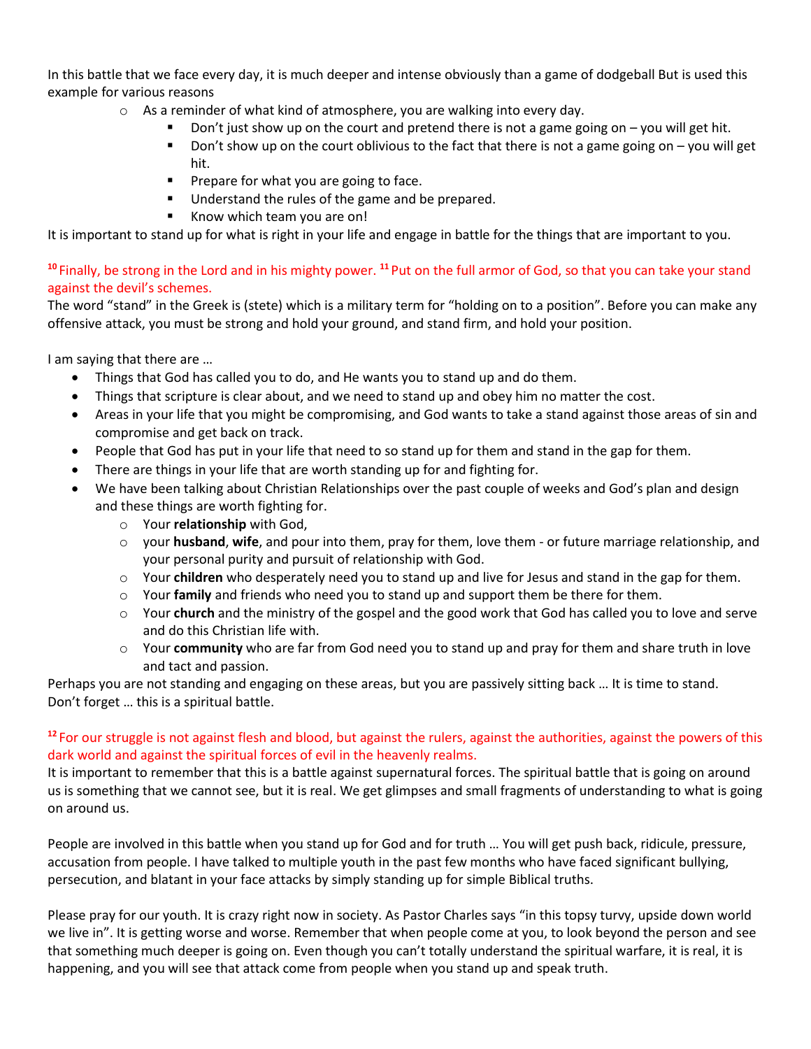In this battle that we face every day, it is much deeper and intense obviously than a game of dodgeball But is used this example for various reasons

- As a reminder of what kind of atmosphere, you are walking into every day.
  - Don't just show up on the court and pretend there is not a game going on – you will get hit.
  - Don't show up on the court oblivious to the fact that there is not a game going on – you will get hit.
  - Prepare for what you are going to face.
  - Understand the rules of the game and be prepared.
  - Know which team you are on!

It is important to stand up for what is right in your life and engage in battle for the things that are important to you.

[10] Finally, be strong in the Lord and in his mighty power. [11] Put on the full armor of God, so that you can take your stand against the devil's schemes.

The word "stand" in the Greek is (stete) which is a military term for "holding on to a position". Before you can make any offensive attack, you must be strong and hold your ground, and stand firm, and hold your position.

I am saying that there are …

- Things that God has called you to do, and He wants you to stand up and do them.
- Things that scripture is clear about, and we need to stand up and obey him no matter the cost.
- Areas in your life that you might be compromising, and God wants to take a stand against those areas of sin and compromise and get back on track.
- People that God has put in your life that need to so stand up for them and stand in the gap for them.
- There are things in your life that are worth standing up for and fighting for.
- We have been talking about Christian Relationships over the past couple of weeks and God's plan and design and these things are worth fighting for.
  - Your **relationship** with God,
  - your **husband**, **wife**, and pour into them, pray for them, love them - or future marriage relationship, and your personal purity and pursuit of relationship with God.
  - Your **children** who desperately need you to stand up and live for Jesus and stand in the gap for them.
  - Your **family** and friends who need you to stand up and support them be there for them.
  - Your **church** and the ministry of the gospel and the good work that God has called you to love and serve and do this Christian life with.
  - Your **community** who are far from God need you to stand up and pray for them and share truth in love and tact and passion.

Perhaps you are not standing and engaging on these areas, but you are passively sitting back … It is time to stand.
Don't forget … this is a spiritual battle.

[12] For our struggle is not against flesh and blood, but against the rulers, against the authorities, against the powers of this dark world and against the spiritual forces of evil in the heavenly realms.

It is important to remember that this is a battle against supernatural forces. The spiritual battle that is going on around us is something that we cannot see, but it is real. We get glimpses and small fragments of understanding to what is going on around us.

People are involved in this battle when you stand up for God and for truth … You will get push back, ridicule, pressure, accusation from people. I have talked to multiple youth in the past few months who have faced significant bullying, persecution, and blatant in your face attacks by simply standing up for simple Biblical truths.

Please pray for our youth. It is crazy right now in society. As Pastor Charles says "in this topsy turvy, upside down world we live in". It is getting worse and worse. Remember that when people come at you, to look beyond the person and see that something much deeper is going on. Even though you can't totally understand the spiritual warfare, it is real, it is happening, and you will see that attack come from people when you stand up and speak truth.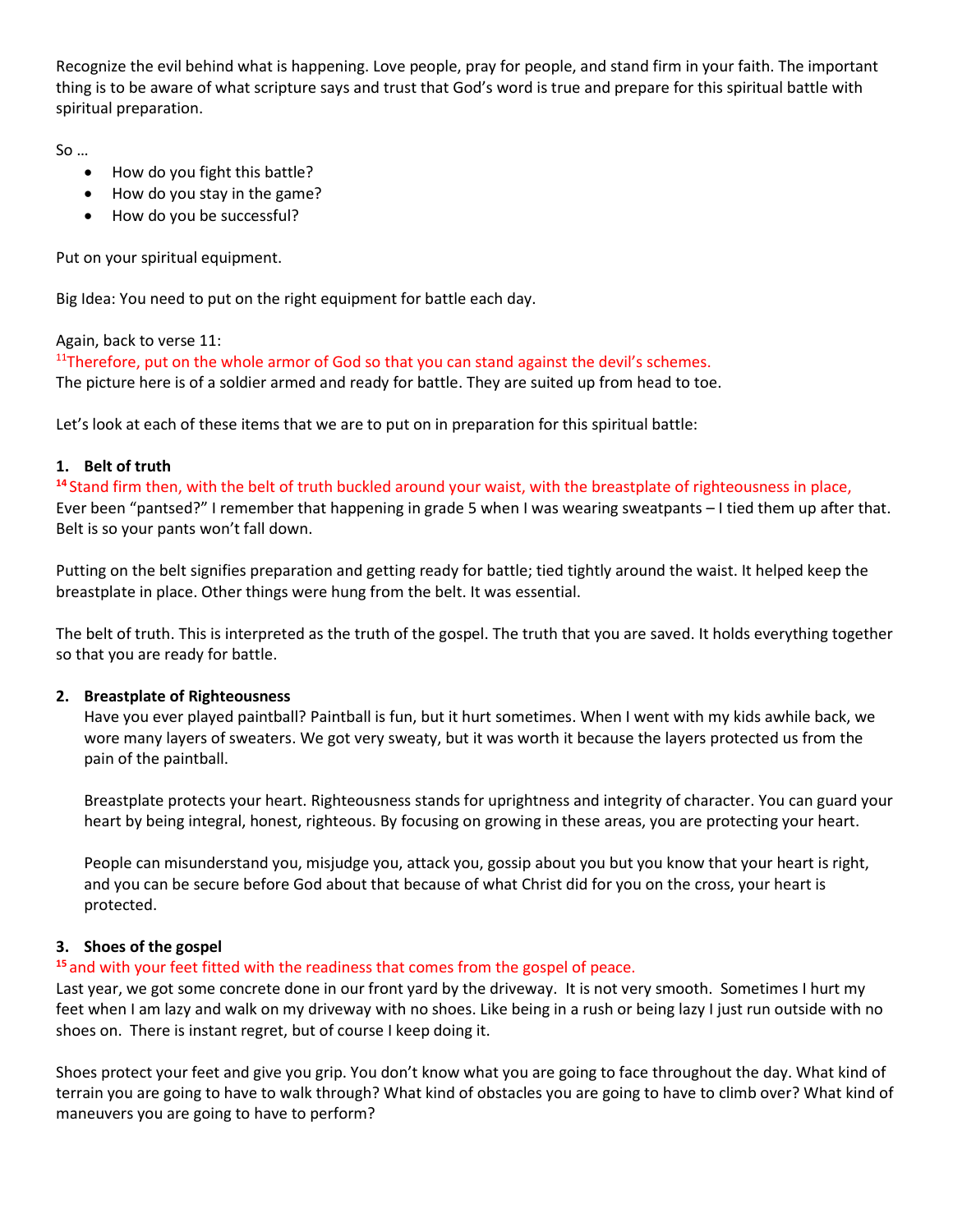Recognize the evil behind what is happening. Love people, pray for people, and stand firm in your faith. The important thing is to be aware of what scripture says and trust that God's word is true and prepare for this spiritual battle with spiritual preparation.

So …

- How do you fight this battle?
- How do you stay in the game?
- How do you be successful?

Put on your spiritual equipment.

Big Idea: You need to put on the right equipment for battle each day.

Again, back to verse 11:

[11]Therefore, put on the whole armor of God so that you can stand against the devil's schemes.

The picture here is of a soldier armed and ready for battle. They are suited up from head to toe.

Let's look at each of these items that we are to put on in preparation for this spiritual battle:

**1. Belt of truth**

[14] Stand firm then, with the belt of truth buckled around your waist, with the breastplate of righteousness in place,

Ever been "pantsed?" I remember that happening in grade 5 when I was wearing sweatpants – I tied them up after that. Belt is so your pants won't fall down.

Putting on the belt signifies preparation and getting ready for battle; tied tightly around the waist. It helped keep the breastplate in place. Other things were hung from the belt. It was essential.

The belt of truth. This is interpreted as the truth of the gospel. The truth that you are saved. It holds everything together so that you are ready for battle.

**2. Breastplate of Righteousness**

Have you ever played paintball? Paintball is fun, but it hurt sometimes. When I went with my kids awhile back, we wore many layers of sweaters. We got very sweaty, but it was worth it because the layers protected us from the pain of the paintball.

Breastplate protects your heart. Righteousness stands for uprightness and integrity of character. You can guard your heart by being integral, honest, righteous. By focusing on growing in these areas, you are protecting your heart.

People can misunderstand you, misjudge you, attack you, gossip about you but you know that your heart is right, and you can be secure before God about that because of what Christ did for you on the cross, your heart is protected.

**3. Shoes of the gospel**

[15] and with your feet fitted with the readiness that comes from the gospel of peace.

Last year, we got some concrete done in our front yard by the driveway. It is not very smooth. Sometimes I hurt my feet when I am lazy and walk on my driveway with no shoes. Like being in a rush or being lazy I just run outside with no shoes on. There is instant regret, but of course I keep doing it.

Shoes protect your feet and give you grip. You don't know what you are going to face throughout the day. What kind of terrain you are going to have to walk through? What kind of obstacles you are going to have to climb over? What kind of maneuvers you are going to have to perform?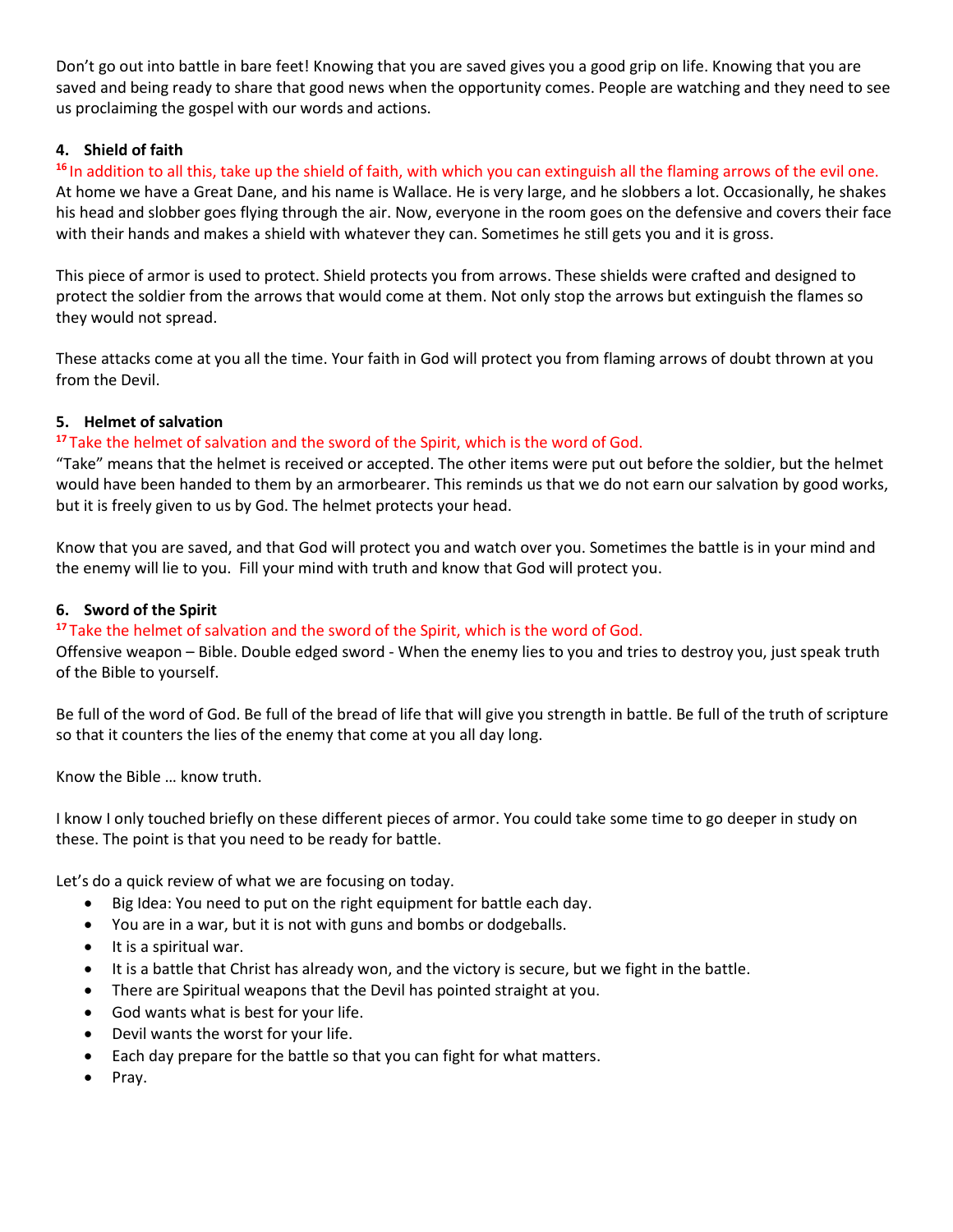Don't go out into battle in bare feet! Knowing that you are saved gives you a good grip on life. Knowing that you are saved and being ready to share that good news when the opportunity comes. People are watching and they need to see us proclaiming the gospel with our words and actions.

#### 4. Shield of faith

[16] In addition to all this, take up the shield of faith, with which you can extinguish all the flaming arrows of the evil one.
At home we have a Great Dane, and his name is Wallace. He is very large, and he slobbers a lot. Occasionally, he shakes his head and slobber goes flying through the air. Now, everyone in the room goes on the defensive and covers their face with their hands and makes a shield with whatever they can. Sometimes he still gets you and it is gross.

This piece of armor is used to protect. Shield protects you from arrows. These shields were crafted and designed to protect the soldier from the arrows that would come at them. Not only stop the arrows but extinguish the flames so they would not spread.

These attacks come at you all the time. Your faith in God will protect you from flaming arrows of doubt thrown at you from the Devil.

#### 5. Helmet of salvation

[17] Take the helmet of salvation and the sword of the Spirit, which is the word of God.
"Take" means that the helmet is received or accepted. The other items were put out before the soldier, but the helmet would have been handed to them by an armorbearer. This reminds us that we do not earn our salvation by good works, but it is freely given to us by God. The helmet protects your head.

Know that you are saved, and that God will protect you and watch over you. Sometimes the battle is in your mind and the enemy will lie to you. Fill your mind with truth and know that God will protect you.

#### 6. Sword of the Spirit

[17] Take the helmet of salvation and the sword of the Spirit, which is the word of God.
Offensive weapon – Bible. Double edged sword - When the enemy lies to you and tries to destroy you, just speak truth of the Bible to yourself.

Be full of the word of God. Be full of the bread of life that will give you strength in battle. Be full of the truth of scripture so that it counters the lies of the enemy that come at you all day long.

Know the Bible … know truth.

I know I only touched briefly on these different pieces of armor. You could take some time to go deeper in study on these. The point is that you need to be ready for battle.

Let's do a quick review of what we are focusing on today.

- Big Idea: You need to put on the right equipment for battle each day.
- You are in a war, but it is not with guns and bombs or dodgeballs.
- It is a spiritual war.
- It is a battle that Christ has already won, and the victory is secure, but we fight in the battle.
- There are Spiritual weapons that the Devil has pointed straight at you.
- God wants what is best for your life.
- Devil wants the worst for your life.
- Each day prepare for the battle so that you can fight for what matters.
- Pray.